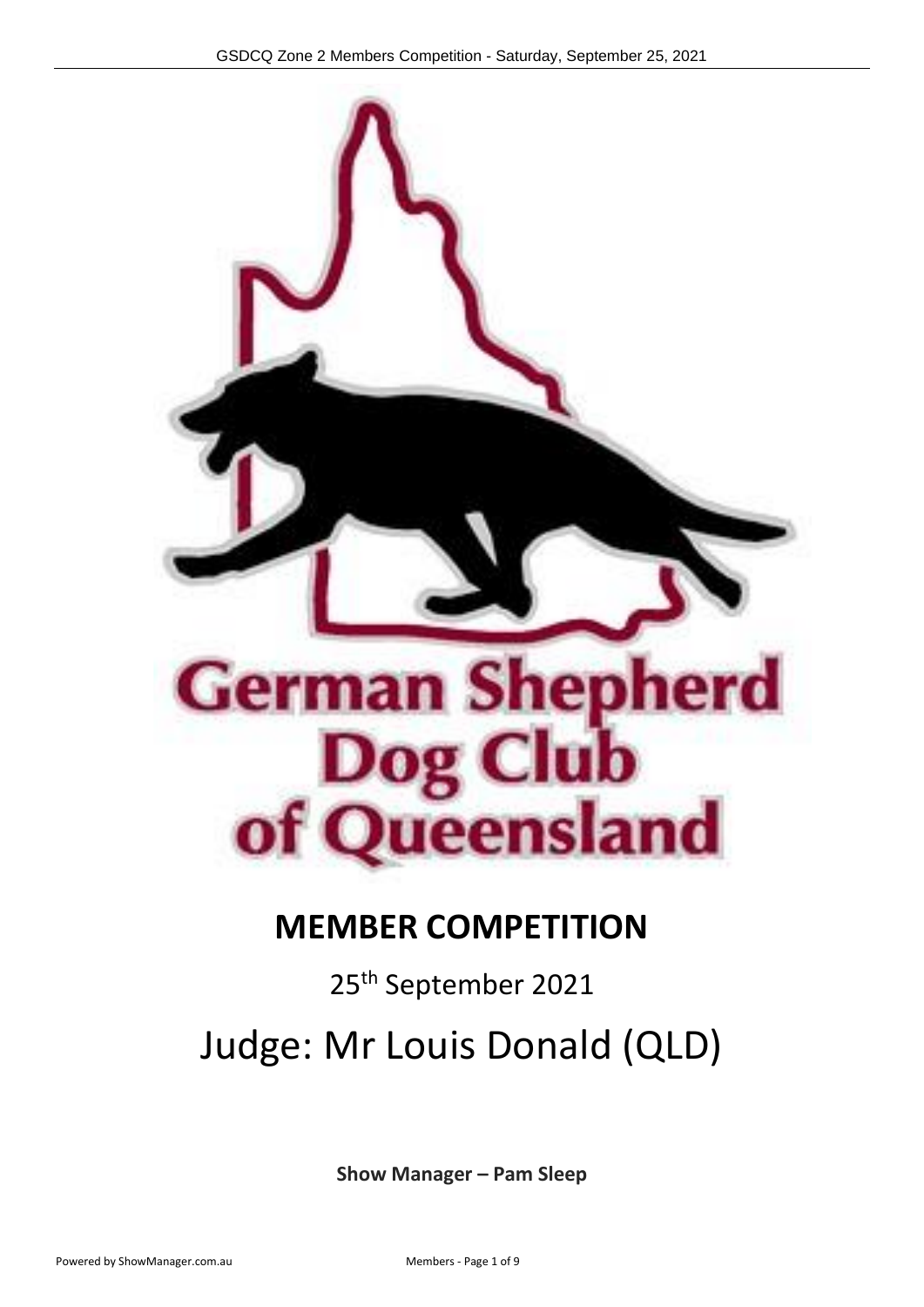German Shepherd Dog Club of Queensland

# MEMBER COMPETITION

25th September 2021

## Judge: Mr Louis Donald (QLD)

**Show Manager – Pam Sleep**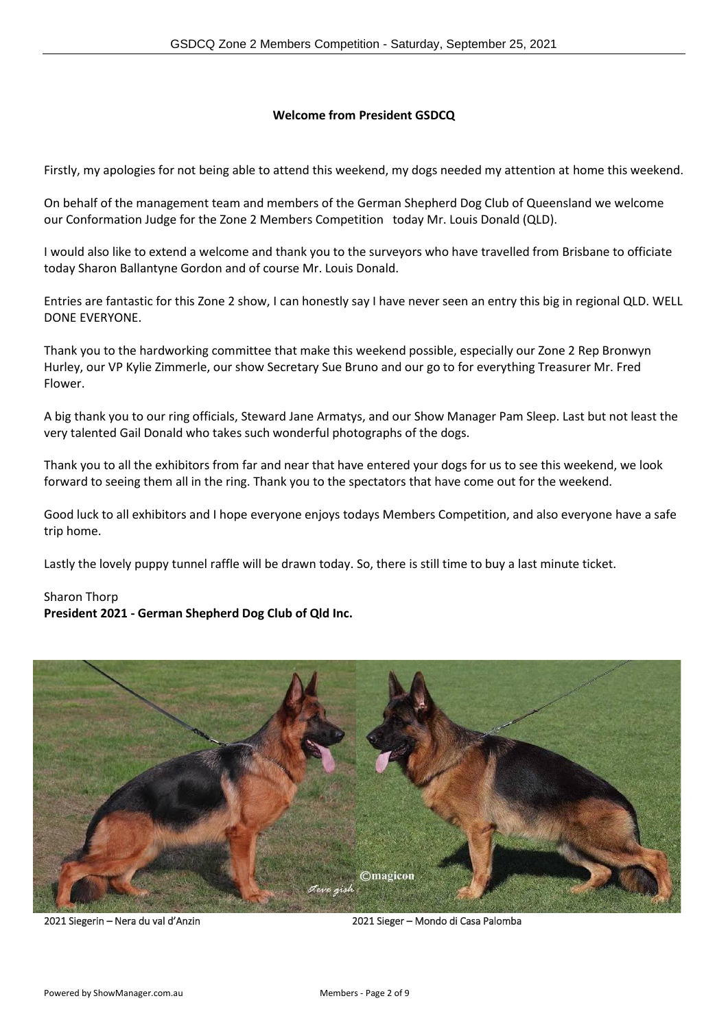**Welcome from President GSDCQ**

Firstly, my apologies for not being able to attend this weekend, my dogs needed my attention at home this weekend.

On behalf of the management team and members of the German Shepherd Dog Club of Queensland we welcome our Conformation Judge for the Zone 2 Members Competition today Mr. Louis Donald (QLD).

I would also like to extend a welcome and thank you to the surveyors who have travelled from Brisbane to officiate today Sharon Ballantyne Gordon and of course Mr. Louis Donald.

Entries are fantastic for this Zone 2 show, I can honestly say I have never seen an entry this big in regional QLD. WELL DONE EVERYONE.

Thank you to the hardworking committee that make this weekend possible, especially our Zone 2 Rep Bronwyn Hurley, our VP Kylie Zimmerle, our show Secretary Sue Bruno and our go to for everything Treasurer Mr. Fred Flower.

A big thank you to our ring officials, Steward Jane Armatys, and our Show Manager Pam Sleep. Last but not least the very talented Gail Donald who takes such wonderful photographs of the dogs.

Thank you to all the exhibitors from far and near that have entered your dogs for us to see this weekend, we look forward to seeing them all in the ring. Thank you to the spectators that have come out for the weekend.

Good luck to all exhibitors and I hope everyone enjoys todays Members Competition, and also everyone have a safe trip home.

Lastly the lovely puppy tunnel raffle will be drawn today. So, there is still time to buy a last minute ticket.

Sharon Thorp
**President 2021 - German Shepherd Dog Club of Qld Inc.**

2021 Siegerin – Nera du val d'Anzin

2021 Sieger – Mondo di Casa Palomba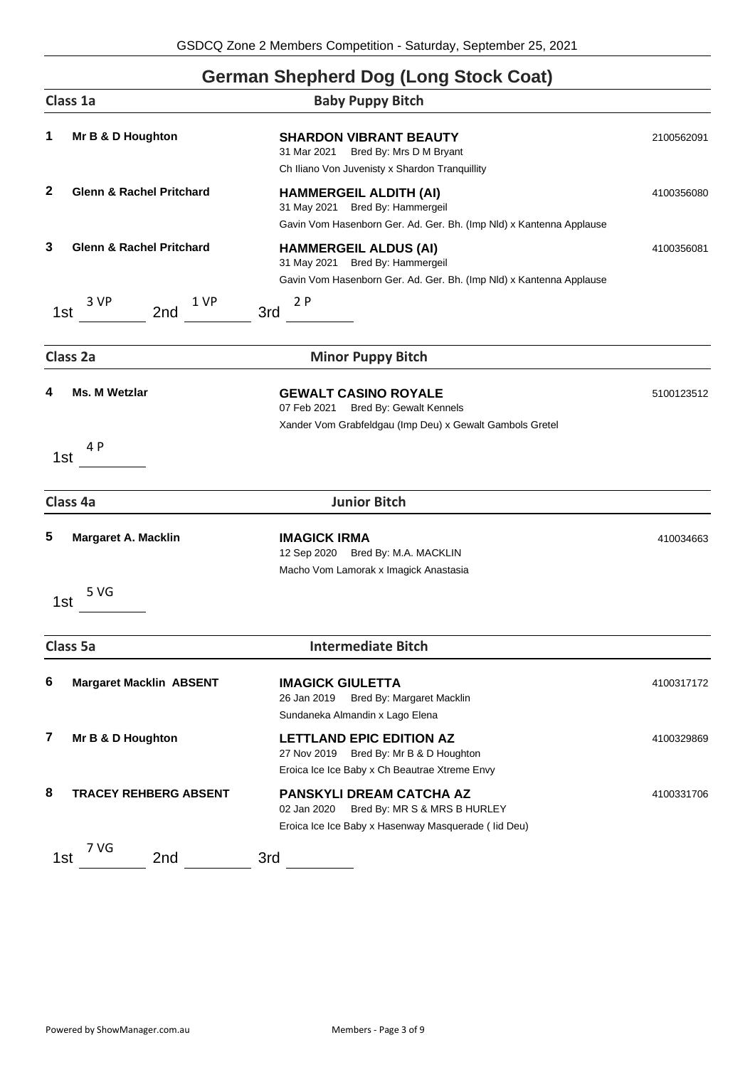## German Shepherd Dog (Long Stock Coat)

### Class 1a — Baby Puppy Bitch

**1** **Mr B & D Houghton**
**SHARDON VIBRANT BEAUTY** — 2100562091
31 Mar 2021 Bred By: Mrs D M Bryant
Ch Iliano Von Juvenisty x Shardon Tranquillity

**2** **Glenn & Rachel Pritchard**
**HAMMERGEIL ALDITH (AI)** — 4100356080
31 May 2021 Bred By: Hammergeil
Gavin Vom Hasenborn Ger. Ad. Ger. Bh. (Imp Nld) x Kantenna Applause

**3** **Glenn & Rachel Pritchard**
**HAMMERGEIL ALDUS (AI)** — 4100356081
31 May 2021 Bred By: Hammergeil
Gavin Vom Hasenborn Ger. Ad. Ger. Bh. (Imp Nld) x Kantenna Applause

1st 3 VP 2nd 1 VP 3rd 2 P

### Class 2a — Minor Puppy Bitch

**4** **Ms. M Wetzlar**
**GEWALT CASINO ROYALE** — 5100123512
07 Feb 2021 Bred By: Gewalt Kennels
Xander Vom Grabfeldgau (Imp Deu) x Gewalt Gambols Gretel

1st 4 P

### Class 4a — Junior Bitch

**5** **Margaret A. Macklin**
**IMAGICK IRMA** — 410034663
12 Sep 2020 Bred By: M.A. MACKLIN
Macho Vom Lamorak x Imagick Anastasia

1st 5 VG

### Class 5a — Intermediate Bitch

**6** **Margaret Macklin ABSENT**
**IMAGICK GIULETTA** — 4100317172
26 Jan 2019 Bred By: Margaret Macklin
Sundaneka Almandin x Lago Elena

**7** **Mr B & D Houghton**
**LETTLAND EPIC EDITION AZ** — 4100329869
27 Nov 2019 Bred By: Mr B & D Houghton
Eroica Ice Ice Baby x Ch Beautrae Xtreme Envy

**8** **TRACEY REHBERG ABSENT**
**PANSKYLI DREAM CATCHA AZ** — 4100331706
02 Jan 2020 Bred By: MR S & MRS B HURLEY
Eroica Ice Ice Baby x Hasenway Masquerade ( Iid Deu)

1st 7 VG 2nd \_\_\_\_\_\_ 3rd \_\_\_\_\_\_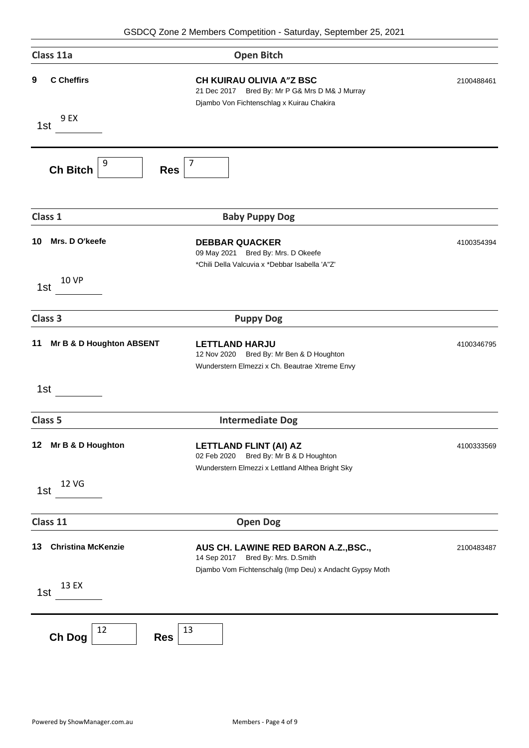GSDCQ Zone 2 Members Competition - Saturday, September 25, 2021

## Class 11a — Open Bitch

**9** **C Cheffirs**

**CH KUIRAU OLIVIA A"Z BSC** — 2100488461
21 Dec 2017 Bred By: Mr P G& Mrs D M& J Murray
Djambo Von Fichtenschlag x Kuirau Chakira

1st 9 EX

**Ch Bitch** 9 **Res** 7

## Class 1 — Baby Puppy Dog

**10** **Mrs. D O'keefe**

**DEBBAR QUACKER** — 4100354394
09 May 2021 Bred By: Mrs. D Okeefe
*Chili Della Valcuvia x *Debbar Isabella 'A"Z'

1st 10 VP

## Class 3 — Puppy Dog

**11** **Mr B & D Houghton ABSENT**

**LETTLAND HARJU** — 4100346795
12 Nov 2020 Bred By: Mr Ben & D Houghton
Wunderstern Elmezzi x Ch. Beautrae Xtreme Envy

1st

## Class 5 — Intermediate Dog

**12** **Mr B & D Houghton**

**LETTLAND FLINT (AI) AZ** — 4100333569
02 Feb 2020 Bred By: Mr B & D Houghton
Wunderstern Elmezzi x Lettland Althea Bright Sky

1st 12 VG

## Class 11 — Open Dog

**13** **Christina McKenzie**

**AUS CH. LAWINE RED BARON A.Z.,BSC.,** — 2100483487
14 Sep 2017 Bred By: Mrs. D.Smith
Djambo Vom Fichtenschalg (Imp Deu) x Andacht Gypsy Moth

1st 13 EX

**Ch Dog** 12 **Res** 13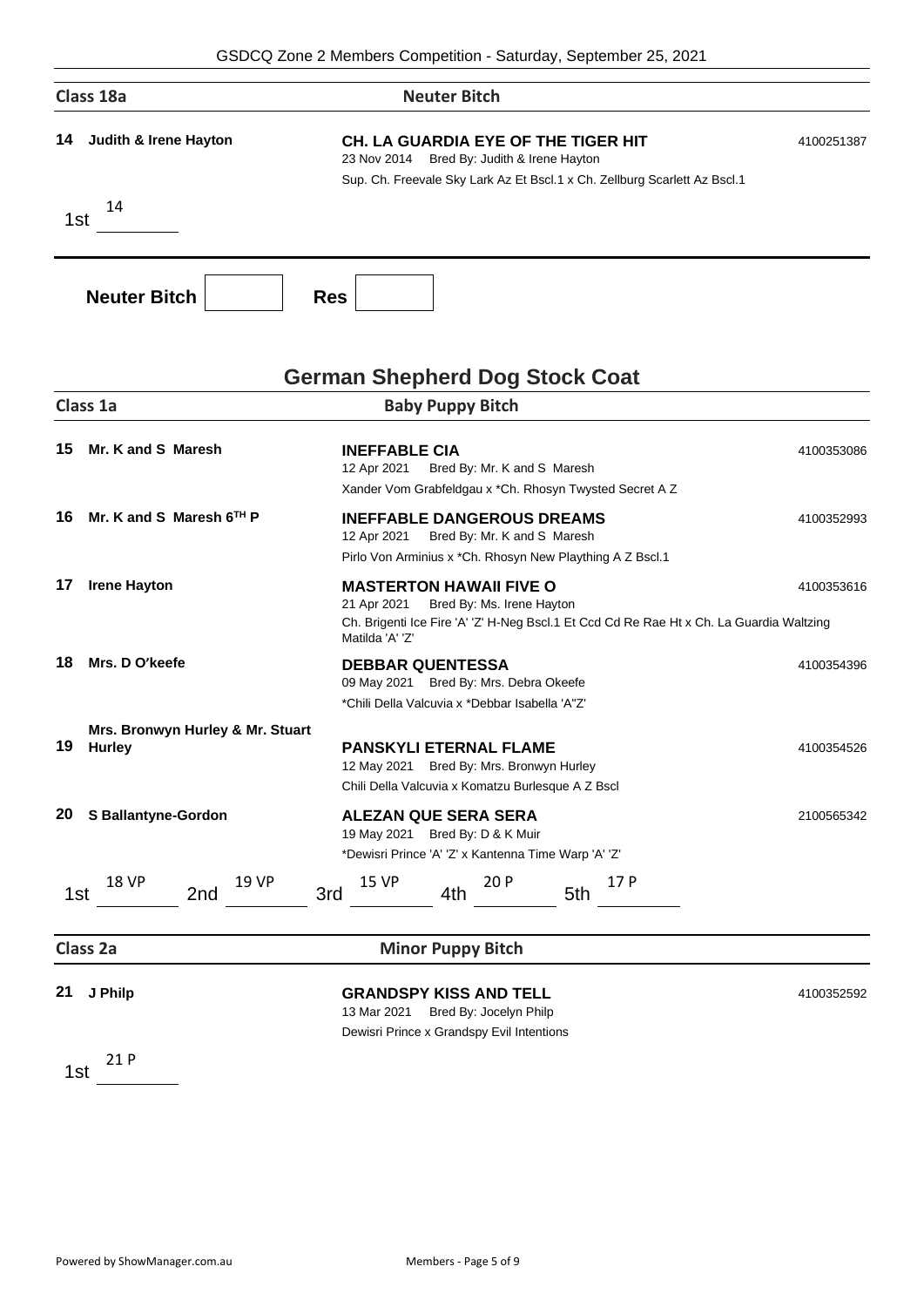## Class 18a — Neuter Bitch

**14** Judith & Irene Hayton

**CH. LA GUARDIA EYE OF THE TIGER HIT** — 4100251387
23 Nov 2014 Bred By: Judith & Irene Hayton
Sup. Ch. Freevale Sky Lark Az Et Bscl.1 x Ch. Zellburg Scarlett Az Bscl.1

1st 14

**Neuter Bitch** ______ **Res** ______

# German Shepherd Dog Stock Coat

## Class 1a — Baby Puppy Bitch

**15** Mr. K and S Maresh

**INEFFABLE CIA** — 4100353086
12 Apr 2021 Bred By: Mr. K and S Maresh
Xander Vom Grabfeldgau x *Ch. Rhosyn Twysted Secret A Z

**16** Mr. K and S Maresh 6TH P

**INEFFABLE DANGEROUS DREAMS** — 4100352993
12 Apr 2021 Bred By: Mr. K and S Maresh
Pirlo Von Arminius x *Ch. Rhosyn New Plaything A Z Bscl.1

**17** Irene Hayton

**MASTERTON HAWAII FIVE O** — 4100353616
21 Apr 2021 Bred By: Ms. Irene Hayton
Ch. Brigenti Ice Fire 'A' 'Z' H-Neg Bscl.1 Et Ccd Cd Re Rae Ht x Ch. La Guardia Waltzing Matilda 'A' 'Z'

**18** Mrs. D O'keefe

**DEBBAR QUENTESSA** — 4100354396
09 May 2021 Bred By: Mrs. Debra Okeefe
*Chili Della Valcuvia x *Debbar Isabella 'A''Z'

**19** Mrs. Bronwyn Hurley & Mr. Stuart Hurley

**PANSKYLI ETERNAL FLAME** — 4100354526
12 May 2021 Bred By: Mrs. Bronwyn Hurley
Chili Della Valcuvia x Komatzu Burlesque A Z Bscl

**20** S Ballantyne-Gordon

**ALEZAN QUE SERA SERA** — 2100565342
19 May 2021 Bred By: D & K Muir
*Dewisri Prince 'A' 'Z' x Kantenna Time Warp 'A' 'Z'

1st 18 VP 2nd 19 VP 3rd 15 VP 4th 20 P 5th 17 P

## Class 2a — Minor Puppy Bitch

**21** J Philp

**GRANDSPY KISS AND TELL** — 4100352592
13 Mar 2021 Bred By: Jocelyn Philp
Dewisri Prince x Grandspy Evil Intentions

1st 21 P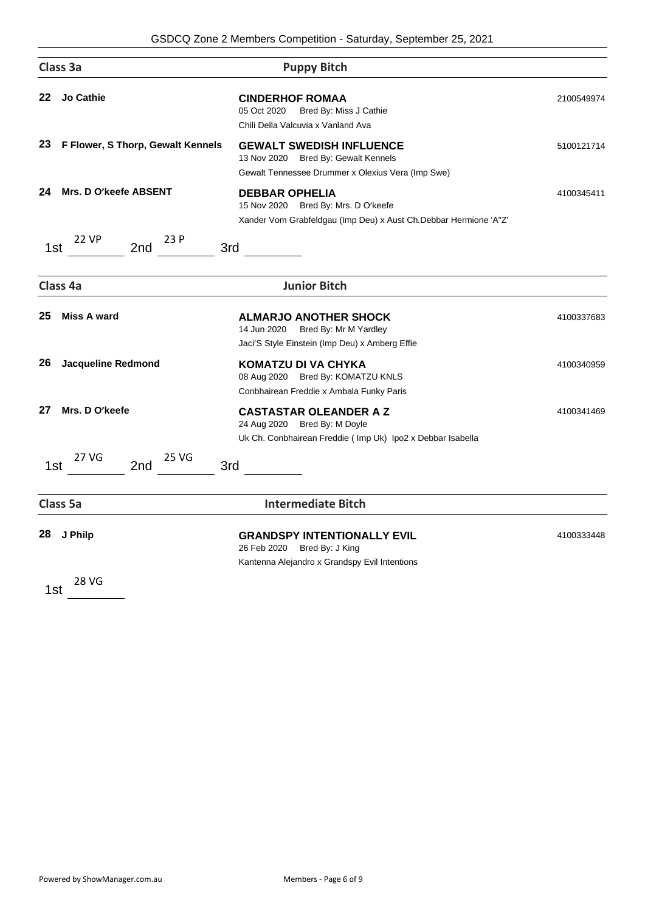## Class 3a — Puppy Bitch

**22 Jo Cathie**

**CINDERHOF ROMAA** — 2100549974
05 Oct 2020 Bred By: Miss J Cathie
Chili Della Valcuvia x Vanland Ava

**23 F Flower, S Thorp, Gewalt Kennels**

**GEWALT SWEDISH INFLUENCE** — 5100121714
13 Nov 2020 Bred By: Gewalt Kennels
Gewalt Tennessee Drummer x Olexius Vera (Imp Swe)

**24 Mrs. D O'keefe ABSENT**

**DEBBAR OPHELIA** — 4100345411
15 Nov 2020 Bred By: Mrs. D O'keefe
Xander Vom Grabfeldgau (Imp Deu) x Aust Ch.Debbar Hermione 'A"Z'

1st 22 VP 2nd 23 P 3rd ________

## Class 4a — Junior Bitch

**25 Miss A ward**

**ALMARJO ANOTHER SHOCK** — 4100337683
14 Jun 2020 Bred By: Mr M Yardley
Jaci'S Style Einstein (Imp Deu) x Amberg Effie

**26 Jacqueline Redmond**

**KOMATZU DI VA CHYKA** — 4100340959
08 Aug 2020 Bred By: KOMATZU KNLS
Conbhairean Freddie x Ambala Funky Paris

**27 Mrs. D O'keefe**

**CASTASTAR OLEANDER A Z** — 4100341469
24 Aug 2020 Bred By: M Doyle
Uk Ch. Conbhairean Freddie ( Imp Uk) Ipo2 x Debbar Isabella

1st 27 VG 2nd 25 VG 3rd ________

## Class 5a — Intermediate Bitch

**28 J Philp**

**GRANDSPY INTENTIONALLY EVIL** — 4100333448
26 Feb 2020 Bred By: J King
Kantenna Alejandro x Grandspy Evil Intentions

1st 28 VG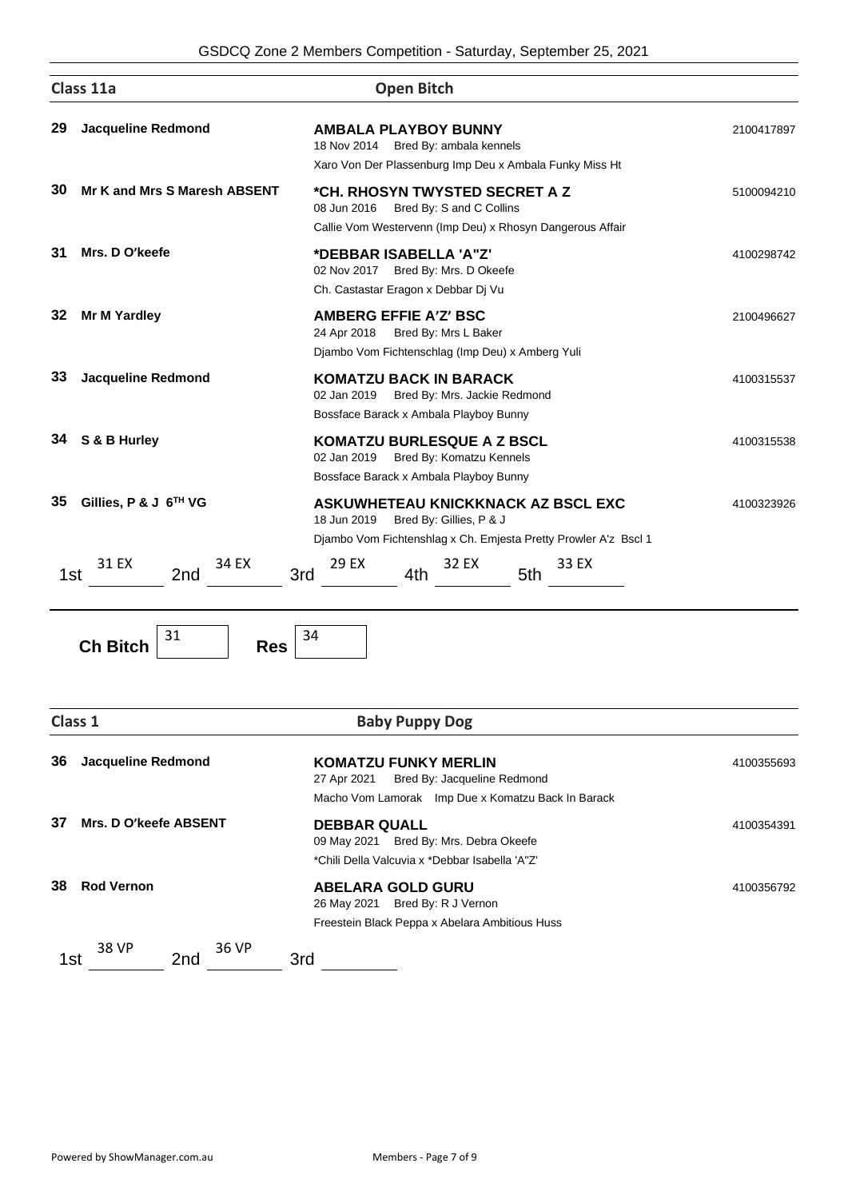## Class 11a — Open Bitch

**29** **Jacqueline Redmond**
**AMBALA PLAYBOY BUNNY** — 2100417897
18 Nov 2014 Bred By: ambala kennels
Xaro Von Der Plassenburg Imp Deu x Ambala Funky Miss Ht

**30** **Mr K and Mrs S Maresh ABSENT**
**\*CH. RHOSYN TWYSTED SECRET A Z** — 5100094210
08 Jun 2016 Bred By: S and C Collins
Callie Vom Westervenn (Imp Deu) x Rhosyn Dangerous Affair

**31** **Mrs. D O'keefe**
**\*DEBBAR ISABELLA 'A"Z'** — 4100298742
02 Nov 2017 Bred By: Mrs. D Okeefe
Ch. Castastar Eragon x Debbar Dj Vu

**32** **Mr M Yardley**
**AMBERG EFFIE A'Z' BSC** — 2100496627
24 Apr 2018 Bred By: Mrs L Baker
Djambo Vom Fichtenschlag (Imp Deu) x Amberg Yuli

**33** **Jacqueline Redmond**
**KOMATZU BACK IN BARACK** — 4100315537
02 Jan 2019 Bred By: Mrs. Jackie Redmond
Bossface Barack x Ambala Playboy Bunny

**34** **S & B Hurley**
**KOMATZU BURLESQUE A Z BSCL** — 4100315538
02 Jan 2019 Bred By: Komatzu Kennels
Bossface Barack x Ambala Playboy Bunny

**35** **Gillies, P & J 6TH VG**
**ASKUWHETEAU KNICKKNACK AZ BSCL EXC** — 4100323926
18 Jun 2019 Bred By: Gillies, P & J
Djambo Vom Fichtenshlag x Ch. Emjesta Pretty Prowler A'z Bscl 1

1st 31 EX  2nd 34 EX  3rd 29 EX  4th 32 EX  5th 33 EX

**Ch Bitch** 31  **Res** 34

## Class 1 — Baby Puppy Dog

**36** **Jacqueline Redmond**
**KOMATZU FUNKY MERLIN** — 4100355693
27 Apr 2021 Bred By: Jacqueline Redmond
Macho Vom Lamorak Imp Due x Komatzu Back In Barack

**37** **Mrs. D O'keefe ABSENT**
**DEBBAR QUALL** — 4100354391
09 May 2021 Bred By: Mrs. Debra Okeefe
\*Chili Della Valcuvia x \*Debbar Isabella 'A"Z'

**38** **Rod Vernon**
**ABELARA GOLD GURU** — 4100356792
26 May 2021 Bred By: R J Vernon
Freestein Black Peppa x Abelara Ambitious Huss

1st 38 VP  2nd 36 VP  3rd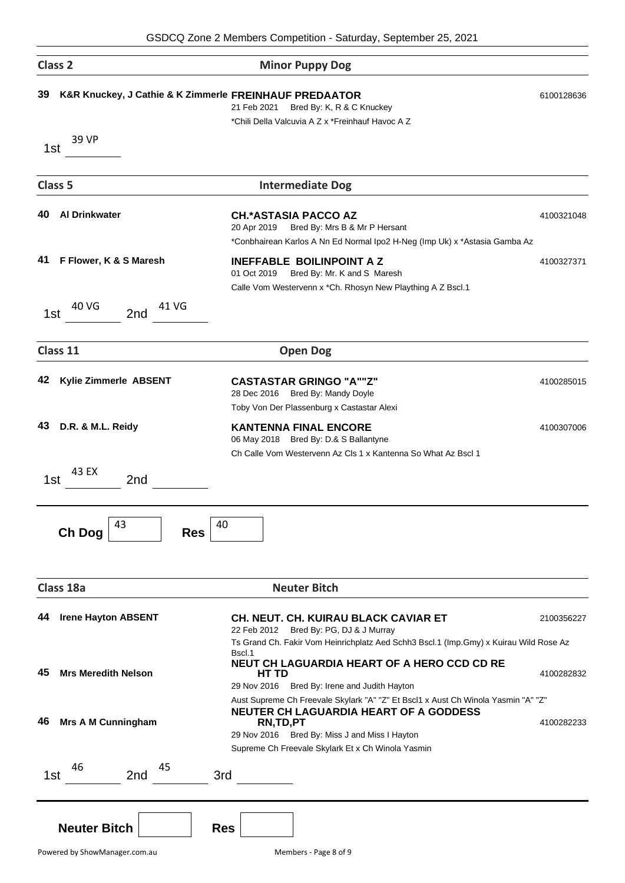GSDCQ Zone 2 Members Competition - Saturday, September 25, 2021

## Class 2 — Minor Puppy Dog

**39** K&R Knuckey, J Cathie & K Zimmerle **FREINHAUF PREDAATOR** 6100128636
21 Feb 2021 Bred By: K, R & C Knuckey
*Chili Della Valcuvia A Z x *Freinhauf Havoc A Z

1st 39 VP

## Class 5 — Intermediate Dog

**40** Al Drinkwater **CH.*ASTASIA PACCO AZ** 4100321048
20 Apr 2019 Bred By: Mrs B & Mr P Hersant
*Conbhairean Karlos A Nn Ed Normal Ipo2 H-Neg (Imp Uk) x *Astasia Gamba Az

**41** F Flower, K & S Maresh **INEFFABLE BOILINPOINT A Z** 4100327371
01 Oct 2019 Bred By: Mr. K and S Maresh
Calle Vom Westervenn x *Ch. Rhosyn New Plaything A Z Bscl.1

1st 40 VG 2nd 41 VG

## Class 11 — Open Dog

**42** Kylie Zimmerle ABSENT **CASTASTAR GRINGO "A""Z"** 4100285015
28 Dec 2016 Bred By: Mandy Doyle
Toby Von Der Plassenburg x Castastar Alexi

**43** D.R. & M.L. Reidy **KANTENNA FINAL ENCORE** 4100307006
06 May 2018 Bred By: D.& S Ballantyne
Ch Calle Vom Westervenn Az Cls 1 x Kantenna So What Az Bscl 1

1st 43 EX 2nd

**Ch Dog** 43 **Res** 40

## Class 18a — Neuter Bitch

**44** Irene Hayton ABSENT **CH. NEUT. CH. KUIRAU BLACK CAVIAR ET** 2100356227
22 Feb 2012 Bred By: PG, DJ & J Murray
Ts Grand Ch. Fakir Vom Heinrichplatz Aed Schh3 Bscl.1 (Imp.Gmy) x Kuirau Wild Rose Az Bscl.1

**45** Mrs Meredith Nelson **NEUT CH LAGUARDIA HEART OF A HERO CCD CD RE HT TD** 4100282832
29 Nov 2016 Bred By: Irene and Judith Hayton
Aust Supreme Ch Freevale Skylark "A" "Z" Et Bscl1 x Aust Ch Winola Yasmin "A" "Z"

**46** Mrs A M Cunningham **NEUTER CH LAGUARDIA HEART OF A GODDESS RN,TD,PT** 4100282233
29 Nov 2016 Bred By: Miss J and Miss I Hayton
Supreme Ch Freevale Skylark Et x Ch Winola Yasmin

1st 46 2nd 45 3rd

**Neuter Bitch** **Res**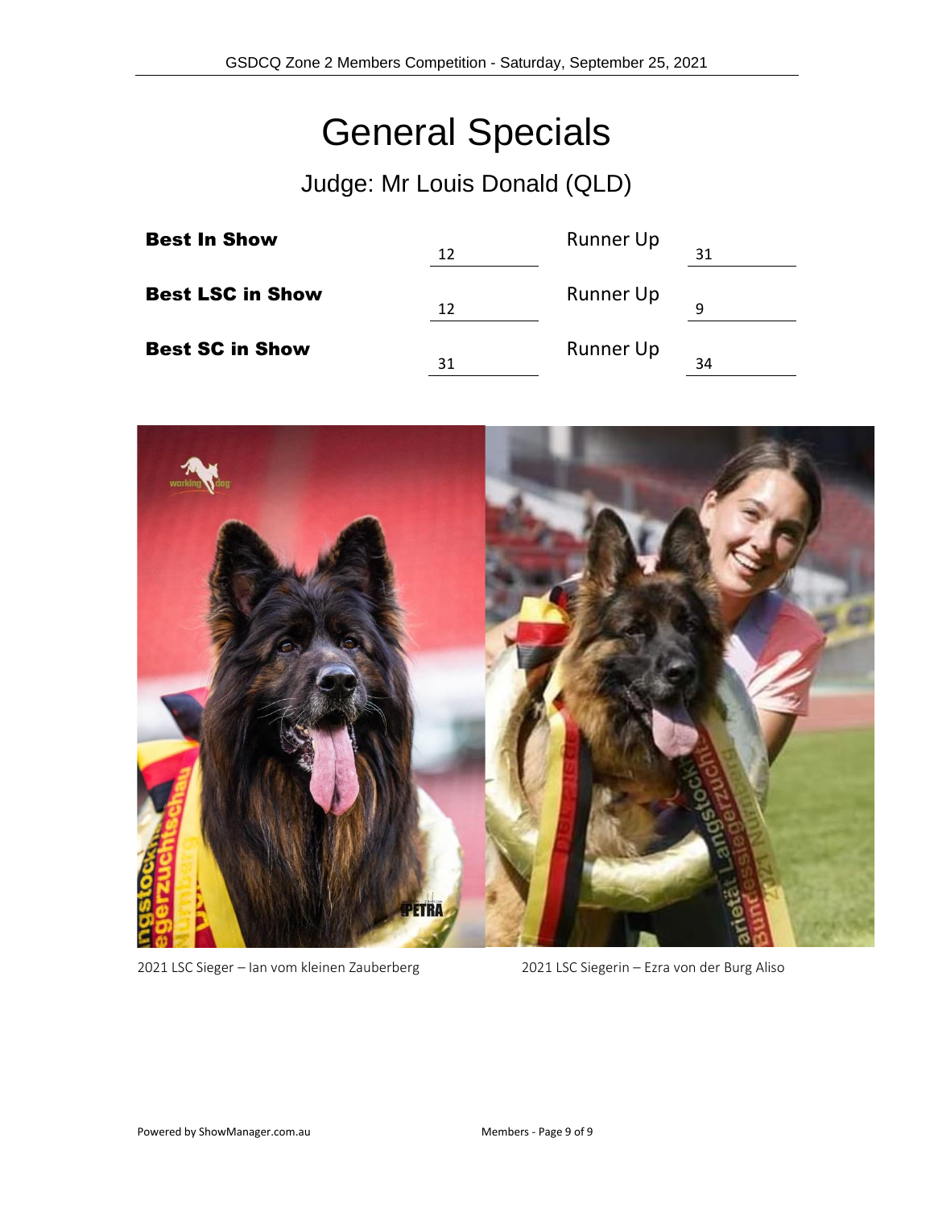# General Specials

## Judge: Mr Louis Donald (QLD)

| | | | |
|---|---|---|---|
| **Best In Show** | 12 | Runner Up | 31 |
| **Best LSC in Show** | 12 | Runner Up | 9 |
| **Best SC in Show** | 31 | Runner Up | 34 |

2021 LSC Sieger – Ian vom kleinen Zauberberg

2021 LSC Siegerin – Ezra von der Burg Aliso